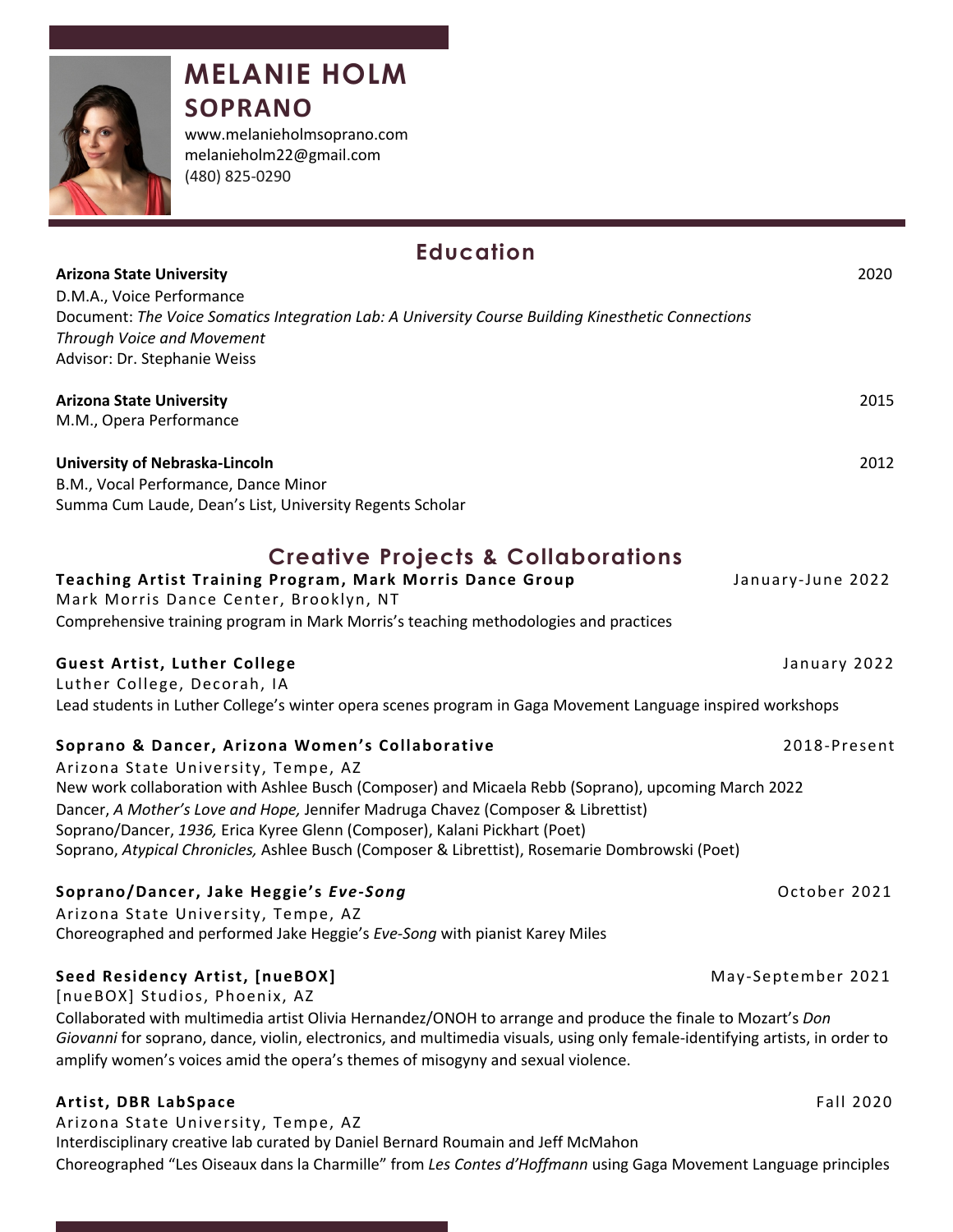# MELANIE HOLM
## SOPRANO

www.melanieholmsoprano.com
melanieholm22@gmail.com
(480) 825-0290

## Education

**Arizona State University** 2020
D.M.A., Voice Performance
Document: *The Voice Somatics Integration Lab: A University Course Building Kinesthetic Connections Through Voice and Movement*
Advisor: Dr. Stephanie Weiss

**Arizona State University** 2015
M.M., Opera Performance

**University of Nebraska-Lincoln** 2012
B.M., Vocal Performance, Dance Minor
Summa Cum Laude, Dean's List, University Regents Scholar

## Creative Projects & Collaborations

**Teaching Artist Training Program, Mark Morris Dance Group** January-June 2022
Mark Morris Dance Center, Brooklyn, NT
Comprehensive training program in Mark Morris's teaching methodologies and practices

**Guest Artist, Luther College** January 2022
Luther College, Decorah, IA
Lead students in Luther College's winter opera scenes program in Gaga Movement Language inspired workshops

**Soprano & Dancer, Arizona Women's Collaborative** 2018-Present
Arizona State University, Tempe, AZ
New work collaboration with Ashlee Busch (Composer) and Micaela Rebb (Soprano), upcoming March 2022
Dancer, *A Mother's Love and Hope,* Jennifer Madruga Chavez (Composer & Librettist)
Soprano/Dancer, *1936,* Erica Kyree Glenn (Composer), Kalani Pickhart (Poet)
Soprano, *Atypical Chronicles,* Ashlee Busch (Composer & Librettist), Rosemarie Dombrowski (Poet)

**Soprano/Dancer, Jake Heggie's *Eve-Song*** October 2021
Arizona State University, Tempe, AZ
Choreographed and performed Jake Heggie's *Eve-Song* with pianist Karey Miles

**Seed Residency Artist, [nueBOX]** May-September 2021
[nueBOX] Studios, Phoenix, AZ
Collaborated with multimedia artist Olivia Hernandez/ONOH to arrange and produce the finale to Mozart's *Don Giovanni* for soprano, dance, violin, electronics, and multimedia visuals, using only female-identifying artists, in order to amplify women's voices amid the opera's themes of misogyny and sexual violence.

**Artist, DBR LabSpace** Fall 2020
Arizona State University, Tempe, AZ
Interdisciplinary creative lab curated by Daniel Bernard Roumain and Jeff McMahon
Choreographed "Les Oiseaux dans la Charmille" from *Les Contes d'Hoffmann* using Gaga Movement Language principles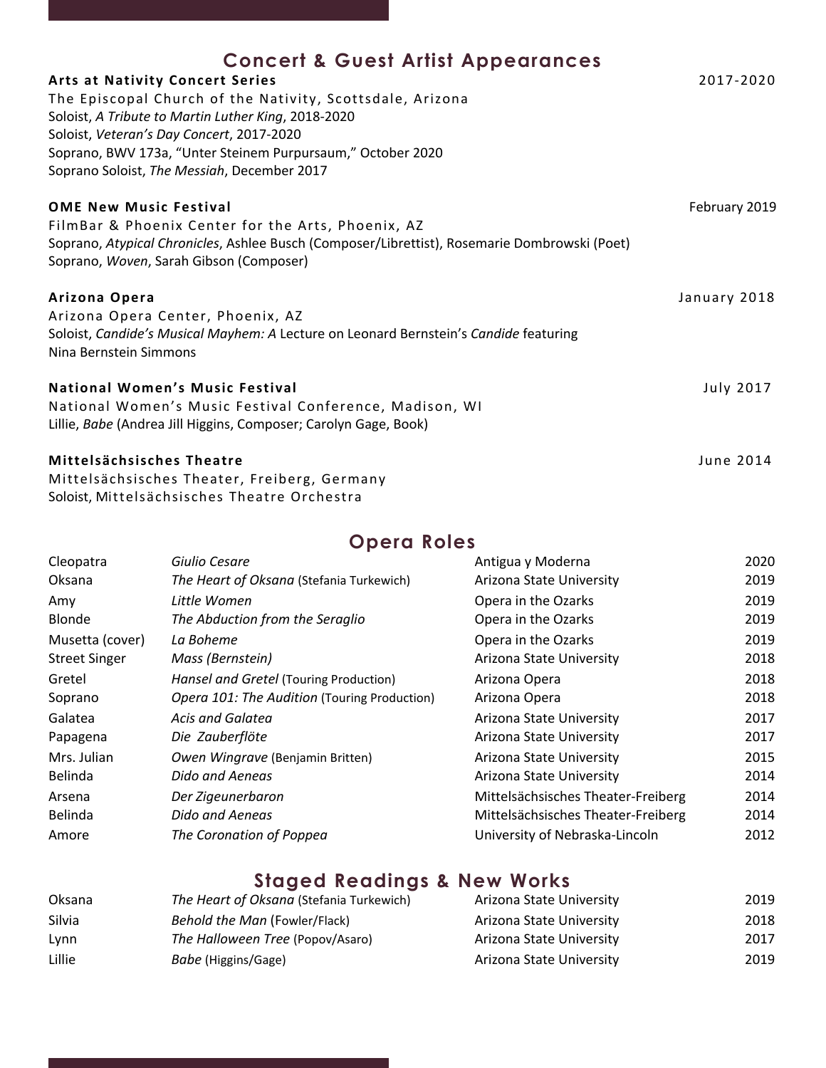## Concert & Guest Artist Appearances

**Arts at Nativity Concert Series** 2017-2020
The Episcopal Church of the Nativity, Scottsdale, Arizona
Soloist, *A Tribute to Martin Luther King*, 2018-2020
Soloist, *Veteran's Day Concert*, 2017-2020
Soprano, BWV 173a, "Unter Steinem Purpursaum," October 2020
Soprano Soloist, *The Messiah*, December 2017

**OME New Music Festival** February 2019
FilmBar & Phoenix Center for the Arts, Phoenix, AZ
Soprano, *Atypical Chronicles*, Ashlee Busch (Composer/Librettist), Rosemarie Dombrowski (Poet)
Soprano, *Woven*, Sarah Gibson (Composer)

**Arizona Opera** January 2018
Arizona Opera Center, Phoenix, AZ
Soloist, *Candide's Musical Mayhem: A* Lecture on Leonard Bernstein's *Candide* featuring Nina Bernstein Simmons

**National Women's Music Festival** July 2017
National Women's Music Festival Conference, Madison, WI
Lillie, *Babe* (Andrea Jill Higgins, Composer; Carolyn Gage, Book)

**Mittelsächsisches Theatre** June 2014
Mittelsächsisches Theater, Freiberg, Germany
Soloist, Mittelsächsisches Theatre Orchestra

## Opera Roles

| Role | Opera | Company | Year |
|---|---|---|---|
| Cleopatra | *Giulio Cesare* | Antigua y Moderna | 2020 |
| Oksana | *The Heart of Oksana* (Stefania Turkewich) | Arizona State University | 2019 |
| Amy | *Little Women* | Opera in the Ozarks | 2019 |
| Blonde | *The Abduction from the Seraglio* | Opera in the Ozarks | 2019 |
| Musetta (cover) | *La Boheme* | Opera in the Ozarks | 2019 |
| Street Singer | *Mass (Bernstein)* | Arizona State University | 2018 |
| Gretel | *Hansel and Gretel* (Touring Production) | Arizona Opera | 2018 |
| Soprano | *Opera 101: The Audition* (Touring Production) | Arizona Opera | 2018 |
| Galatea | *Acis and Galatea* | Arizona State University | 2017 |
| Papagena | *Die Zauberflöte* | Arizona State University | 2017 |
| Mrs. Julian | *Owen Wingrave* (Benjamin Britten) | Arizona State University | 2015 |
| Belinda | *Dido and Aeneas* | Arizona State University | 2014 |
| Arsena | *Der Zigeunerbaron* | Mittelsächsisches Theater-Freiberg | 2014 |
| Belinda | *Dido and Aeneas* | Mittelsächsisches Theater-Freiberg | 2014 |
| Amore | *The Coronation of Poppea* | University of Nebraska-Lincoln | 2012 |

## Staged Readings & New Works

| Role | Work | Company | Year |
|---|---|---|---|
| Oksana | *The Heart of Oksana* (Stefania Turkewich) | Arizona State University | 2019 |
| Silvia | *Behold the Man* (Fowler/Flack) | Arizona State University | 2018 |
| Lynn | *The Halloween Tree* (Popov/Asaro) | Arizona State University | 2017 |
| Lillie | *Babe* (Higgins/Gage) | Arizona State University | 2019 |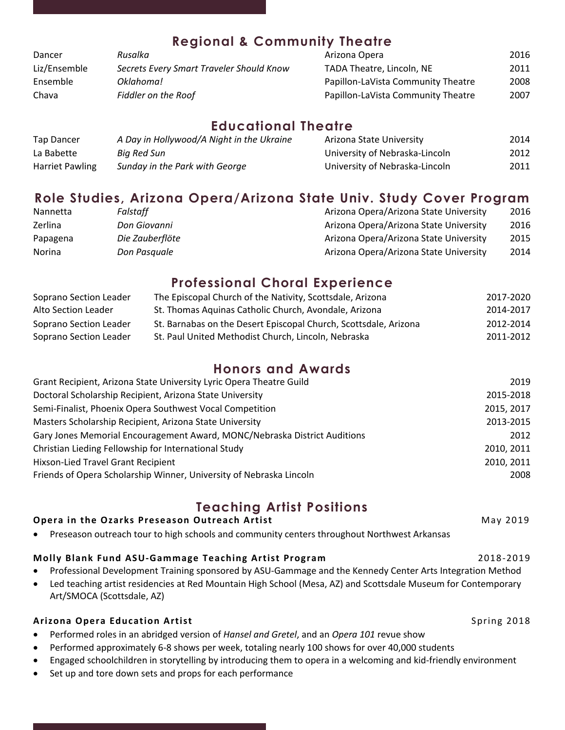## Regional & Community Theatre

| | | | |
|---|---|---|---|
| Dancer | *Rusalka* | Arizona Opera | 2016 |
| Liz/Ensemble | *Secrets Every Smart Traveler Should Know* | TADA Theatre, Lincoln, NE | 2011 |
| Ensemble | *Oklahoma!* | Papillon-LaVista Community Theatre | 2008 |
| Chava | *Fiddler on the Roof* | Papillon-LaVista Community Theatre | 2007 |

## Educational Theatre

| | | | |
|---|---|---|---|
| Tap Dancer | *A Day in Hollywood/A Night in the Ukraine* | Arizona State University | 2014 |
| La Babette | *Big Red Sun* | University of Nebraska-Lincoln | 2012 |
| Harriet Pawling | *Sunday in the Park with George* | University of Nebraska-Lincoln | 2011 |

## Role Studies, Arizona Opera/Arizona State Univ. Study Cover Program

| | | | |
|---|---|---|---|
| Nannetta | *Falstaff* | Arizona Opera/Arizona State University | 2016 |
| Zerlina | *Don Giovanni* | Arizona Opera/Arizona State University | 2016 |
| Papagena | *Die Zauberflöte* | Arizona Opera/Arizona State University | 2015 |
| Norina | *Don Pasquale* | Arizona Opera/Arizona State University | 2014 |

## Professional Choral Experience

| | | |
|---|---|---|
| Soprano Section Leader | The Episcopal Church of the Nativity, Scottsdale, Arizona | 2017-2020 |
| Alto Section Leader | St. Thomas Aquinas Catholic Church, Avondale, Arizona | 2014-2017 |
| Soprano Section Leader | St. Barnabas on the Desert Episcopal Church, Scottsdale, Arizona | 2012-2014 |
| Soprano Section Leader | St. Paul United Methodist Church, Lincoln, Nebraska | 2011-2012 |

## Honors and Awards

| | |
|---|---|
| Grant Recipient, Arizona State University Lyric Opera Theatre Guild | 2019 |
| Doctoral Scholarship Recipient, Arizona State University | 2015-2018 |
| Semi-Finalist, Phoenix Opera Southwest Vocal Competition | 2015, 2017 |
| Masters Scholarship Recipient, Arizona State University | 2013-2015 |
| Gary Jones Memorial Encouragement Award, MONC/Nebraska District Auditions | 2012 |
| Christian Lieding Fellowship for International Study | 2010, 2011 |
| Hixson-Lied Travel Grant Recipient | 2010, 2011 |
| Friends of Opera Scholarship Winner, University of Nebraska Lincoln | 2008 |

## Teaching Artist Positions

**Opera in the Ozarks Preseason Outreach Artist** — May 2019

- Preseason outreach tour to high schools and community centers throughout Northwest Arkansas

**Molly Blank Fund ASU-Gammage Teaching Artist Program** — 2018-2019

- Professional Development Training sponsored by ASU-Gammage and the Kennedy Center Arts Integration Method
- Led teaching artist residencies at Red Mountain High School (Mesa, AZ) and Scottsdale Museum for Contemporary Art/SMOCA (Scottsdale, AZ)

**Arizona Opera Education Artist** — Spring 2018

- Performed roles in an abridged version of *Hansel and Gretel*, and an *Opera 101* revue show
- Performed approximately 6-8 shows per week, totaling nearly 100 shows for over 40,000 students
- Engaged schoolchildren in storytelling by introducing them to opera in a welcoming and kid-friendly environment
- Set up and tore down sets and props for each performance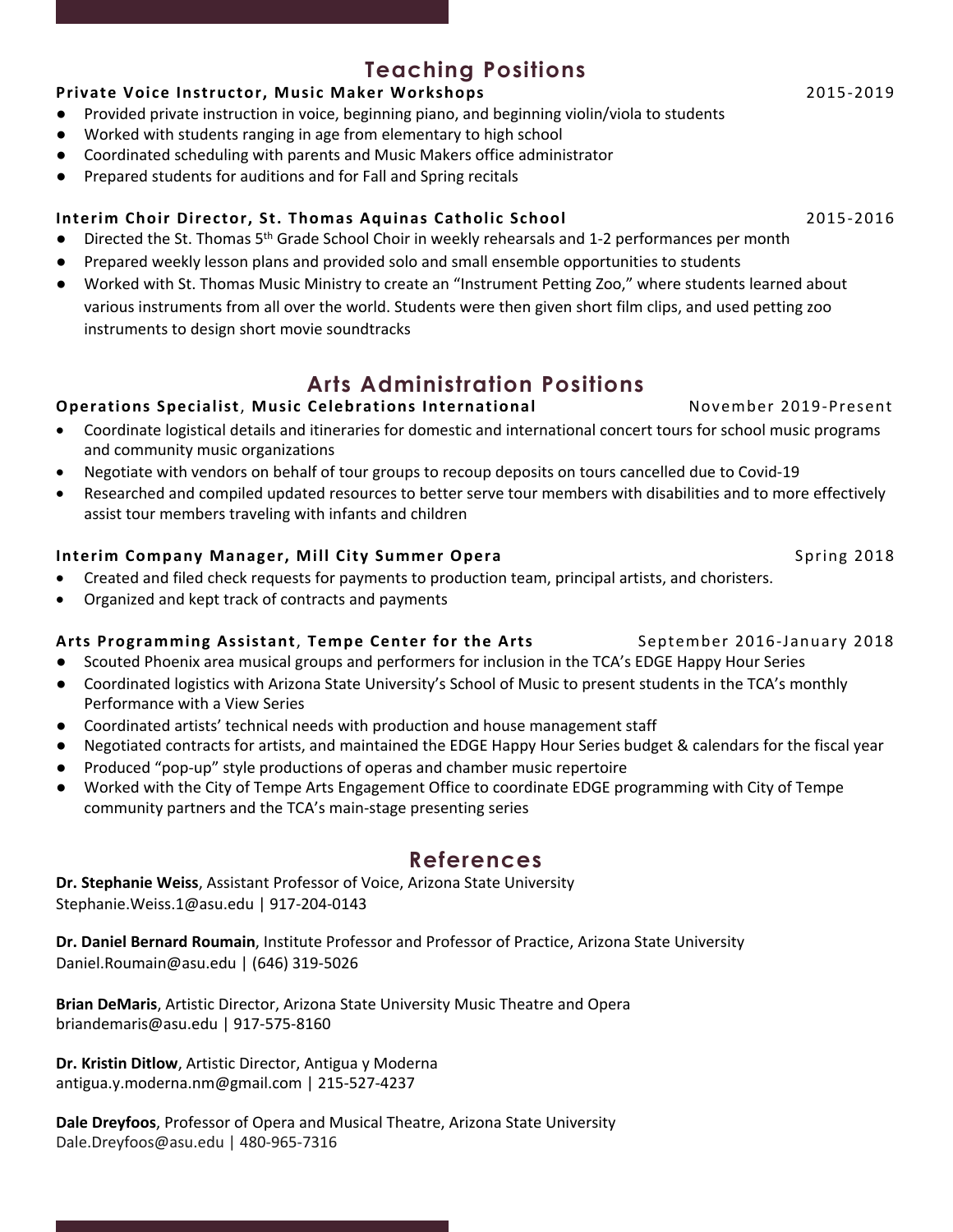## Teaching Positions

**Private Voice Instructor, Music Maker Workshops** 2015-2019

- Provided private instruction in voice, beginning piano, and beginning violin/viola to students
- Worked with students ranging in age from elementary to high school
- Coordinated scheduling with parents and Music Makers office administrator
- Prepared students for auditions and for Fall and Spring recitals

**Interim Choir Director, St. Thomas Aquinas Catholic School** 2015-2016

- Directed the St. Thomas 5th Grade School Choir in weekly rehearsals and 1-2 performances per month
- Prepared weekly lesson plans and provided solo and small ensemble opportunities to students
- Worked with St. Thomas Music Ministry to create an "Instrument Petting Zoo," where students learned about various instruments from all over the world. Students were then given short film clips, and used petting zoo instruments to design short movie soundtracks

## Arts Administration Positions

**Operations Specialist, Music Celebrations International** November 2019-Present

- Coordinate logistical details and itineraries for domestic and international concert tours for school music programs and community music organizations
- Negotiate with vendors on behalf of tour groups to recoup deposits on tours cancelled due to Covid-19
- Researched and compiled updated resources to better serve tour members with disabilities and to more effectively assist tour members traveling with infants and children

**Interim Company Manager, Mill City Summer Opera** Spring 2018

- Created and filed check requests for payments to production team, principal artists, and choristers.
- Organized and kept track of contracts and payments

**Arts Programming Assistant, Tempe Center for the Arts** September 2016-January 2018

- Scouted Phoenix area musical groups and performers for inclusion in the TCA's EDGE Happy Hour Series
- Coordinated logistics with Arizona State University's School of Music to present students in the TCA's monthly Performance with a View Series
- Coordinated artists' technical needs with production and house management staff
- Negotiated contracts for artists, and maintained the EDGE Happy Hour Series budget & calendars for the fiscal year
- Produced "pop-up" style productions of operas and chamber music repertoire
- Worked with the City of Tempe Arts Engagement Office to coordinate EDGE programming with City of Tempe community partners and the TCA's main-stage presenting series

## References

**Dr. Stephanie Weiss**, Assistant Professor of Voice, Arizona State University
Stephanie.Weiss.1@asu.edu | 917-204-0143

**Dr. Daniel Bernard Roumain**, Institute Professor and Professor of Practice, Arizona State University
Daniel.Roumain@asu.edu | (646) 319-5026

**Brian DeMaris**, Artistic Director, Arizona State University Music Theatre and Opera
briandemaris@asu.edu | 917-575-8160

**Dr. Kristin Ditlow**, Artistic Director, Antigua y Moderna
antigua.y.moderna.nm@gmail.com | 215-527-4237

**Dale Dreyfoos**, Professor of Opera and Musical Theatre, Arizona State University
Dale.Dreyfoos@asu.edu | 480-965-7316